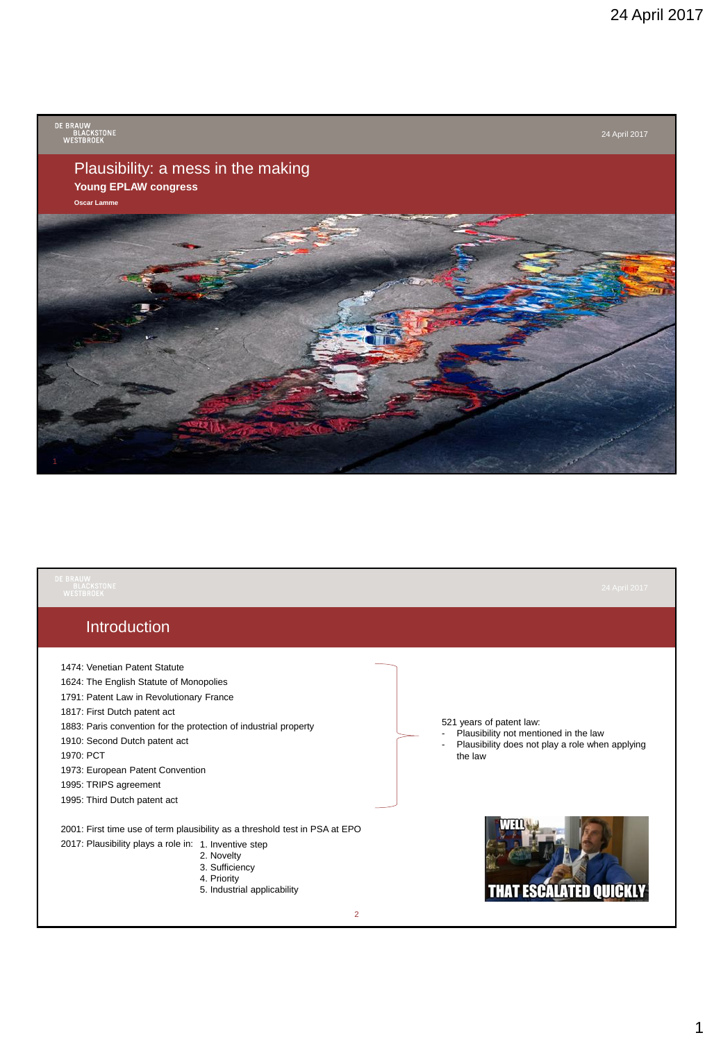# Plausibility: a mess in the making

**Young EPLAW congress**

**Oscar Lamme**

## Introduction

1474: Venetian Patent Statute
1624: The English Statute of Monopolies
1791: Patent Law in Revolutionary France
1817: First Dutch patent act
1883: Paris convention for the protection of industrial property
1910: Second Dutch patent act
1970: PCT
1973: European Patent Convention
1995: TRIPS agreement
1995: Third Dutch patent act

521 years of patent law:

- Plausibility not mentioned in the law
- Plausibility does not play a role when applying the law

2001: First time use of term plausibility as a threshold test in PSA at EPO
2017: Plausibility plays a role in:

1. Inventive step
2. Novelty
3. Sufficiency
4. Priority
5. Industrial applicability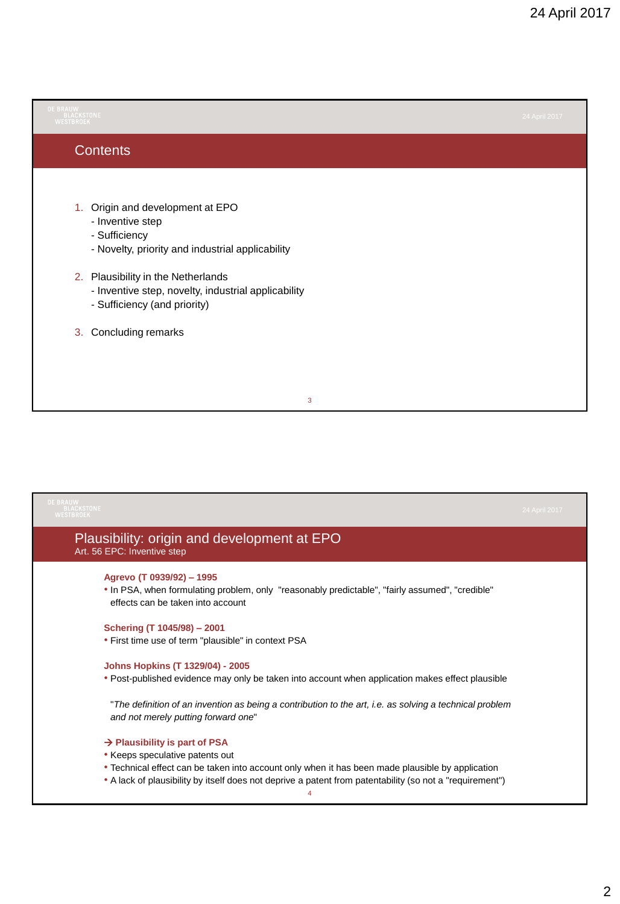## Contents

1. Origin and development at EPO
   - Inventive step
   - Sufficiency
   - Novelty, priority and industrial applicability

2. Plausibility in the Netherlands
   - Inventive step, novelty, industrial applicability
   - Sufficiency (and priority)

3. Concluding remarks

## Plausibility: origin and development at EPO

Art. 56 EPC: Inventive step

**Agrevo (T 0939/92) – 1995**

- In PSA, when formulating problem, only "reasonably predictable", "fairly assumed", "credible" effects can be taken into account

**Schering (T 1045/98) – 2001**

- First time use of term "plausible" in context PSA

**Johns Hopkins (T 1329/04) - 2005**

- Post-published evidence may only be taken into account when application makes effect plausible

"*The definition of an invention as being a contribution to the art, i.e. as solving a technical problem and not merely putting forward one*"

**→ Plausibility is part of PSA**

- Keeps speculative patents out
- Technical effect can be taken into account only when it has been made plausible by application
- A lack of plausibility by itself does not deprive a patent from patentability (so not a "requirement")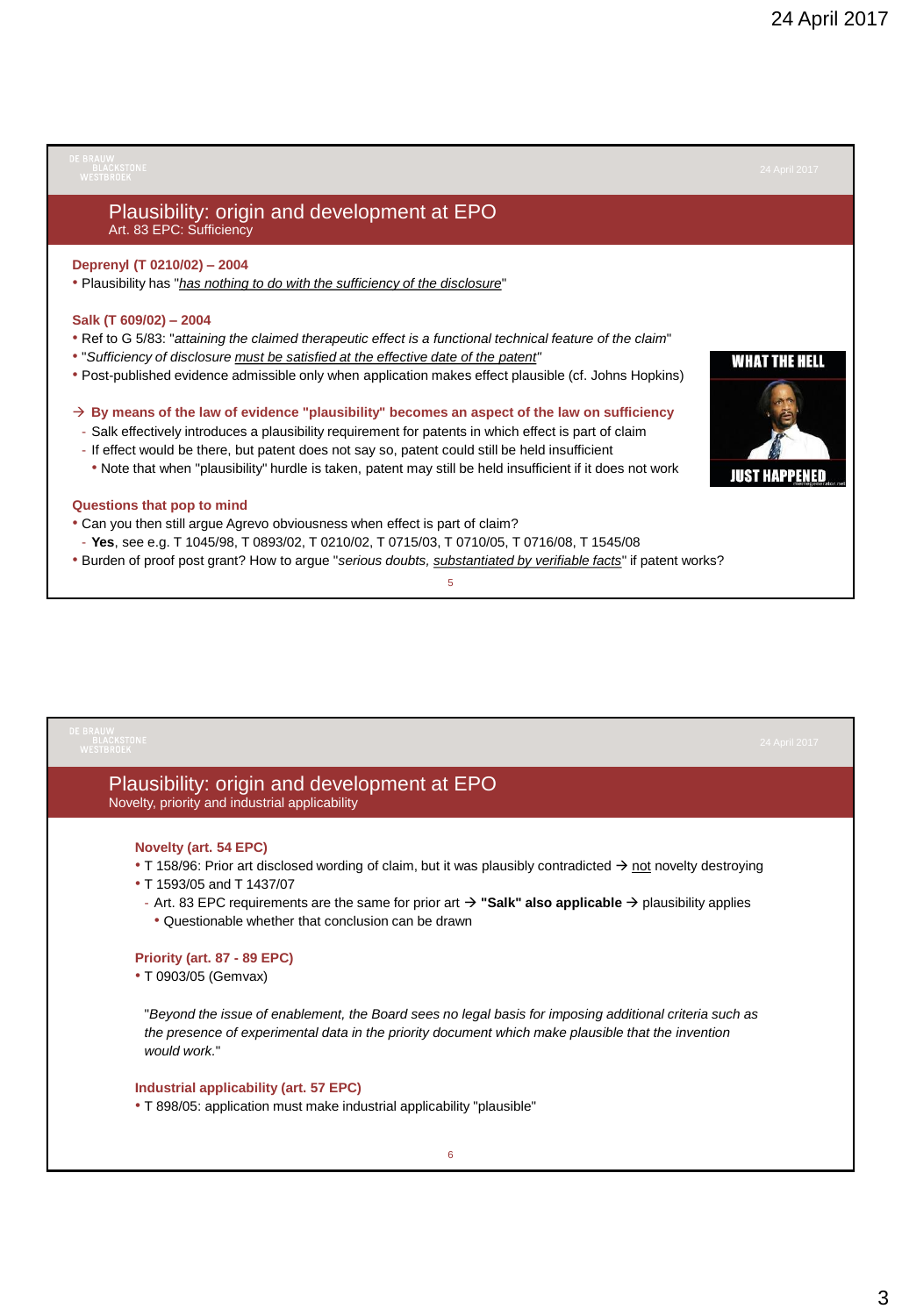## Plausibility: origin and development at EPO

### Art. 83 EPC: Sufficiency

**Deprenyl (T 0210/02) – 2004**

- Plausibility has "*has nothing to do with the sufficiency of the disclosure*"

**Salk (T 609/02) – 2004**

- Ref to G 5/83: "*attaining the claimed therapeutic effect is a functional technical feature of the claim*"
- "*Sufficiency of disclosure must be satisfied at the effective date of the patent*"
- Post-published evidence admissible only when application makes effect plausible (cf. Johns Hopkins)

→ **By means of the law of evidence "plausibility" becomes an aspect of the law on sufficiency**

- Salk effectively introduces a plausibility requirement for patents in which effect is part of claim
- If effect would be there, but patent does not say so, patent could still be held insufficient
  - Note that when "plausibility" hurdle is taken, patent may still be held insufficient if it does not work

**Questions that pop to mind**

- Can you then still argue Agrevo obviousness when effect is part of claim?
  - **Yes**, see e.g. T 1045/98, T 0893/02, T 0210/02, T 0715/03, T 0710/05, T 0716/08, T 1545/08
- Burden of proof post grant? How to argue "*serious doubts, substantiated by verifiable facts*" if patent works?

## Plausibility: origin and development at EPO

### Novelty, priority and industrial applicability

**Novelty (art. 54 EPC)**

- T 158/96: Prior art disclosed wording of claim, but it was plausibly contradicted → not novelty destroying
- T 1593/05 and T 1437/07
  - Art. 83 EPC requirements are the same for prior art → **"Salk" also applicable** → plausibility applies
    - Questionable whether that conclusion can be drawn

**Priority (art. 87 - 89 EPC)**

- T 0903/05 (Gemvax)

"*Beyond the issue of enablement, the Board sees no legal basis for imposing additional criteria such as the presence of experimental data in the priority document which make plausible that the invention would work.*"

**Industrial applicability (art. 57 EPC)**

- T 898/05: application must make industrial applicability "plausible"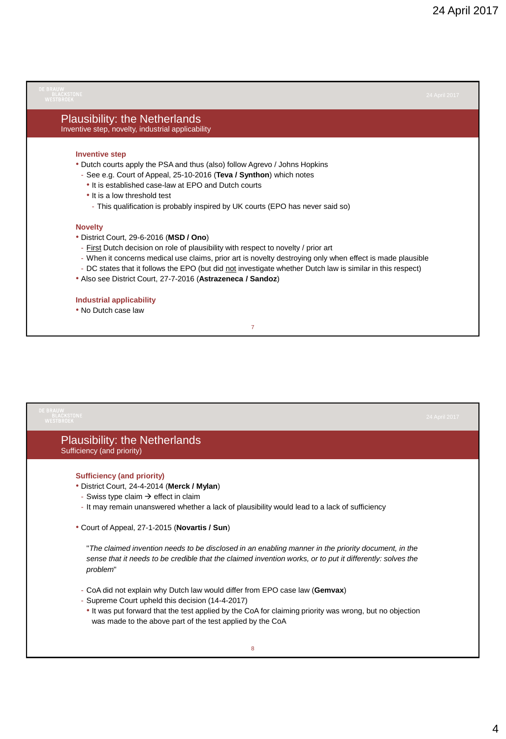## Plausibility: the Netherlands

Inventive step, novelty, industrial applicability

**Inventive step**

- Dutch courts apply the PSA and thus (also) follow Agrevo / Johns Hopkins
  - See e.g. Court of Appeal, 25-10-2016 (**Teva / Synthon**) which notes
    - It is established case-law at EPO and Dutch courts
    - It is a low threshold test
      - This qualification is probably inspired by UK courts (EPO has never said so)

**Novelty**

- District Court, 29-6-2016 (**MSD / Ono**)
  - First Dutch decision on role of plausibility with respect to novelty / prior art
  - When it concerns medical use claims, prior art is novelty destroying only when effect is made plausible
  - DC states that it follows the EPO (but did not investigate whether Dutch law is similar in this respect)
- Also see District Court, 27-7-2016 (**Astrazeneca / Sandoz**)

**Industrial applicability**

- No Dutch case law

## Plausibility: the Netherlands

Sufficiency (and priority)

**Sufficiency (and priority)**

- District Court, 24-4-2014 (**Merck / Mylan**)
  - Swiss type claim → effect in claim
  - It may remain unanswered whether a lack of plausibility would lead to a lack of sufficiency
- Court of Appeal, 27-1-2015 (**Novartis / Sun**)

  "*The claimed invention needs to be disclosed in an enabling manner in the priority document, in the sense that it needs to be credible that the claimed invention works, or to put it differently: solves the problem*"

  - CoA did not explain why Dutch law would differ from EPO case law (**Gemvax**)
  - Supreme Court upheld this decision (14-4-2017)
    - It was put forward that the test applied by the CoA for claiming priority was wrong, but no objection was made to the above part of the test applied by the CoA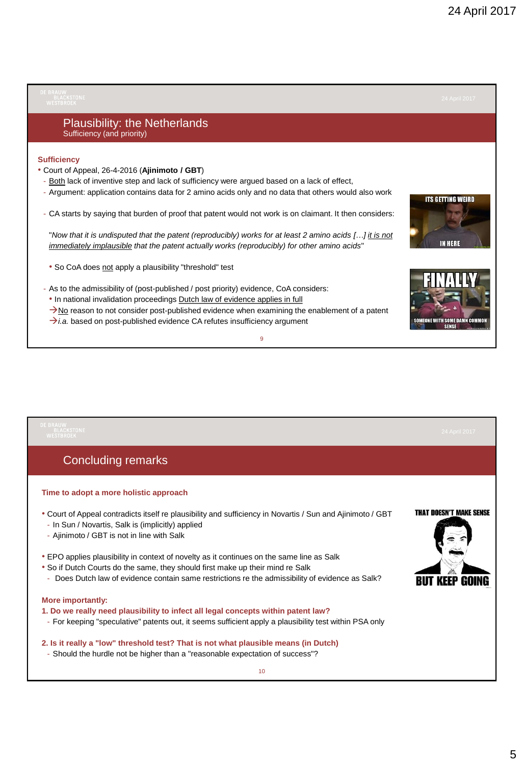## Plausibility: the Netherlands

Sufficiency (and priority)

### Sufficiency

- Court of Appeal, 26-4-2016 (**Ajinimoto / GBT**)
  - Both lack of inventive step and lack of sufficiency were argued based on a lack of effect,
  - Argument: application contains data for 2 amino acids only and no data that others would also work
  - CA starts by saying that burden of proof that patent would not work is on claimant. It then considers:

    "*Now that it is undisputed that the patent (reproducibly) works for at least 2 amino acids […] it is not immediately implausible that the patent actually works (reproducibly) for other amino acids*"

    - So CoA does not apply a plausibility "threshold" test
  - As to the admissibility of (post-published / post priority) evidence, CoA considers:
    - In national invalidation proceedings Dutch law of evidence applies in full

    → No reason to not consider post-published evidence when examining the enablement of a patent

    → *i.a.* based on post-published evidence CA refutes insufficiency argument

## Concluding remarks

### Time to adopt a more holistic approach

- Court of Appeal contradicts itself re plausibility and sufficiency in Novartis / Sun and Ajinimoto / GBT
  - In Sun / Novartis, Salk is (implicitly) applied
  - Ajinimoto / GBT is not in line with Salk
- EPO applies plausibility in context of novelty as it continues on the same line as Salk
- So if Dutch Courts do the same, they should first make up their mind re Salk
  - Does Dutch law of evidence contain same restrictions re the admissibility of evidence as Salk?

### More importantly:

**1. Do we really need plausibility to infect all legal concepts within patent law?**

- For keeping "speculative" patents out, it seems sufficient apply a plausibility test within PSA only

**2. Is it really a "low" threshold test? That is not what plausible means (in Dutch)**

- Should the hurdle not be higher than a "reasonable expectation of success"?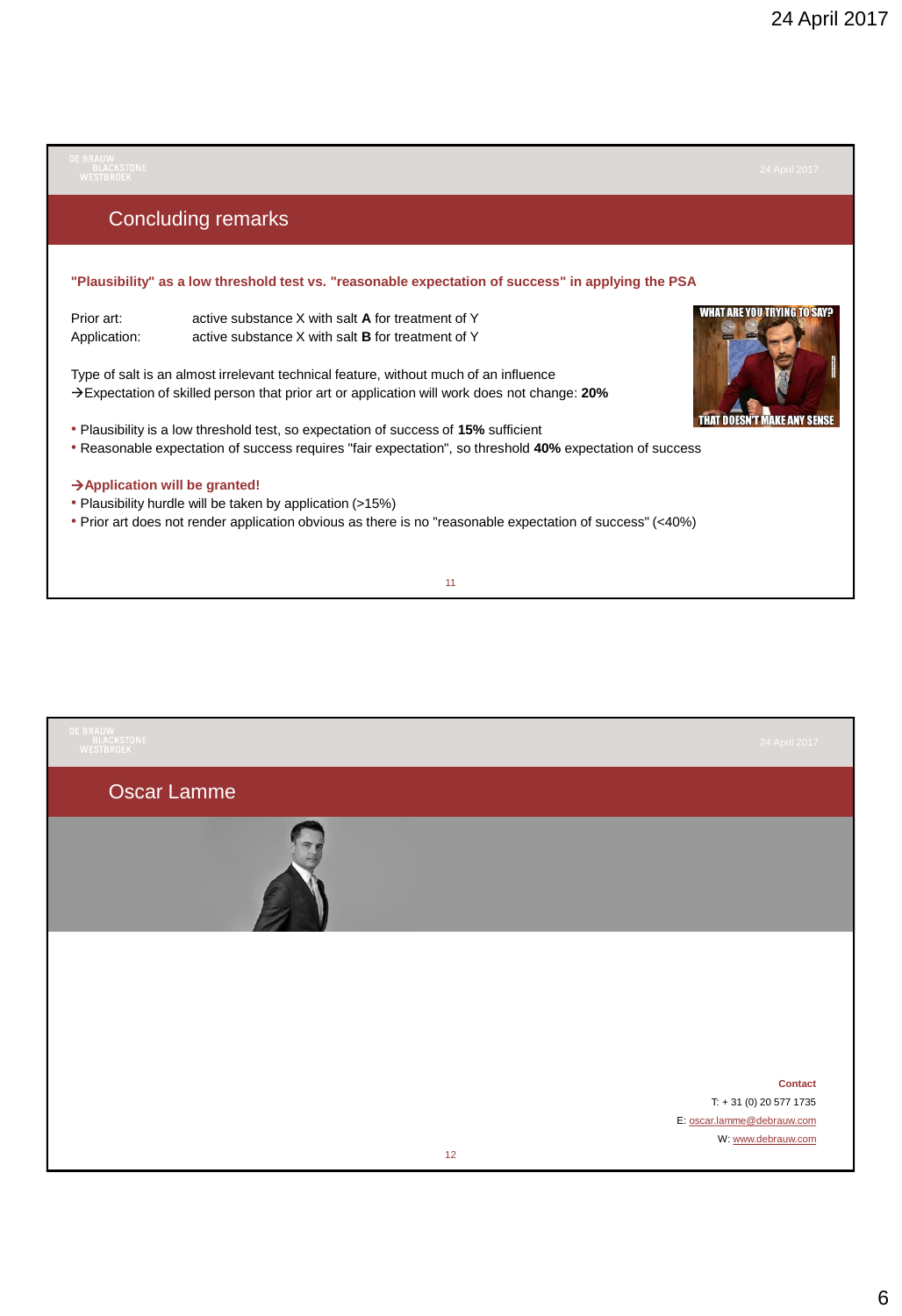## Concluding remarks

**"Plausibility" as a low threshold test vs. "reasonable expectation of success" in applying the PSA**

Prior art: active substance X with salt **A** for treatment of Y
Application: active substance X with salt **B** for treatment of Y

Type of salt is an almost irrelevant technical feature, without much of an influence
→Expectation of skilled person that prior art or application will work does not change: **20%**

- Plausibility is a low threshold test, so expectation of success of **15%** sufficient
- Reasonable expectation of success requires "fair expectation", so threshold **40%** expectation of success

**→Application will be granted!**

- Plausibility hurdle will be taken by application (>15%)
- Prior art does not render application obvious as there is no "reasonable expectation of success" (<40%)

## Oscar Lamme

**Contact**
T: + 31 (0) 20 577 1735
E: oscar.lamme@debrauw.com
W: www.debrauw.com